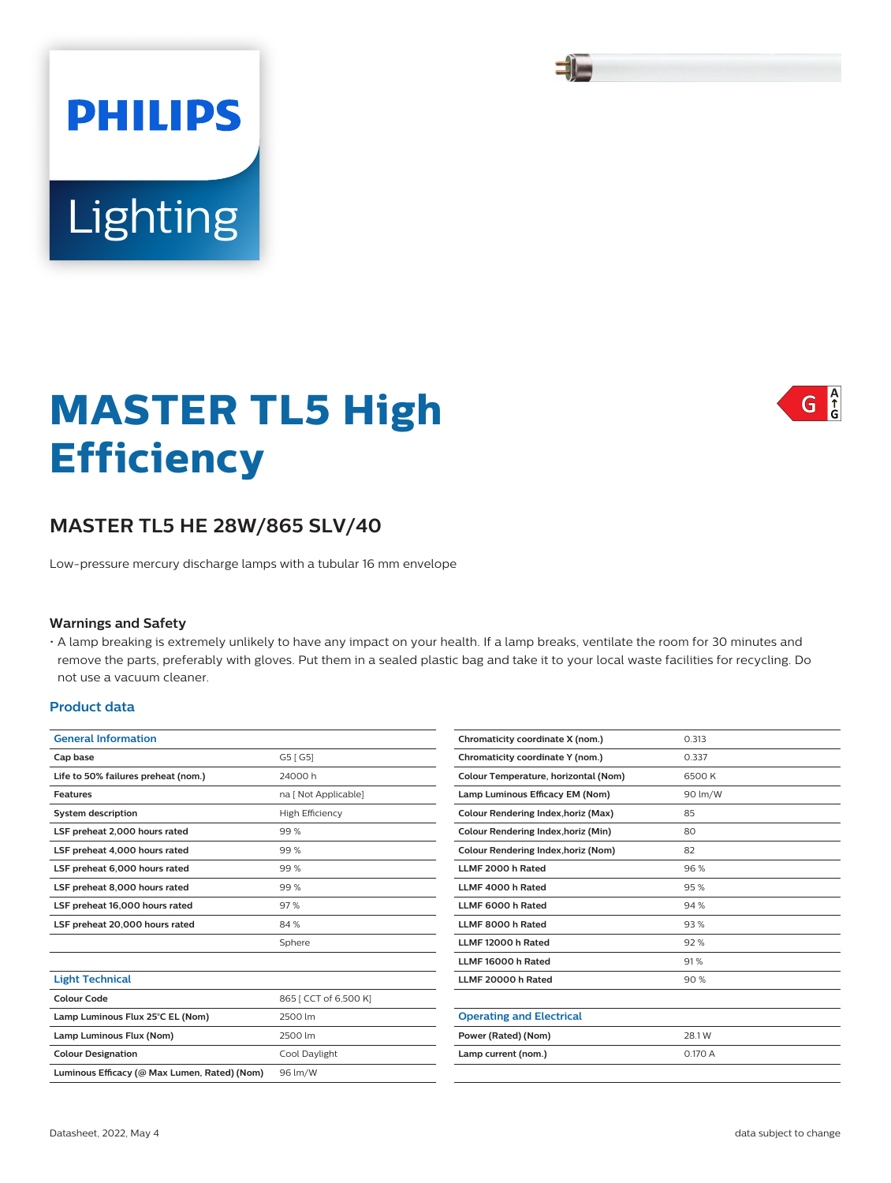# MASTER TL5 High Efficiency

## MASTER TL5 HE 28W/865 SLV/40

Low-pressure mercury discharge lamps with a tubular 16 mm envelope

### Warnings and Safety

- A lamp breaking is extremely unlikely to have any impact on your health. If a lamp breaks, ventilate the room for 30 minutes and remove the parts, preferably with gloves. Put them in a sealed plastic bag and take it to your local waste facilities for recycling. Do not use a vacuum cleaner.

### Product data

| General Information | |
|---|---|
| Cap base | G5 [ G5] |
| Life to 50% failures preheat (nom.) | 24000 h |
| Features | na [ Not Applicable] |
| System description | High Efficiency |
| LSF preheat 2,000 hours rated | 99 % |
| LSF preheat 4,000 hours rated | 99 % |
| LSF preheat 6,000 hours rated | 99 % |
| LSF preheat 8,000 hours rated | 99 % |
| LSF preheat 16,000 hours rated | 97 % |
| LSF preheat 20,000 hours rated | 84 % |
| | Sphere |

| Light Technical | |
|---|---|
| Colour Code | 865 [ CCT of 6,500 K] |
| Lamp Luminous Flux 25°C EL (Nom) | 2500 lm |
| Lamp Luminous Flux (Nom) | 2500 lm |
| Colour Designation | Cool Daylight |
| Luminous Efficacy (@ Max Lumen, Rated) (Nom) | 96 lm/W |
| Chromaticity coordinate X (nom.) | 0.313 |
| Chromaticity coordinate Y (nom.) | 0.337 |
| Colour Temperature, horizontal (Nom) | 6500 K |
| Lamp Luminous Efficacy EM (Nom) | 90 lm/W |
| Colour Rendering Index,horiz (Max) | 85 |
| Colour Rendering Index,horiz (Min) | 80 |
| Colour Rendering Index,horiz (Nom) | 82 |
| LLMF 2000 h Rated | 96 % |
| LLMF 4000 h Rated | 95 % |
| LLMF 6000 h Rated | 94 % |
| LLMF 8000 h Rated | 93 % |
| LLMF 12000 h Rated | 92 % |
| LLMF 16000 h Rated | 91 % |
| LLMF 20000 h Rated | 90 % |

| Operating and Electrical | |
|---|---|
| Power (Rated) (Nom) | 28.1 W |
| Lamp current (nom.) | 0.170 A |

Datasheet, 2022, May 4

data subject to change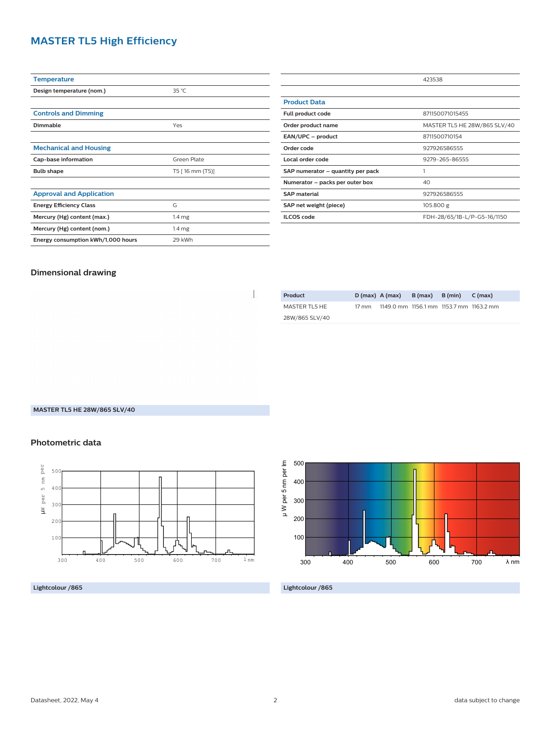## MASTER TL5 High Efficiency

| Temperature | |
|---|---|
| Design temperature (nom.) | 35 °C |

| Controls and Dimming | |
|---|---|
| Dimmable | Yes |

| Mechanical and Housing | |
|---|---|
| Cap-base information | Green Plate |
| Bulb shape | T5 [ 16 mm (T5)] |

| Approval and Application | |
|---|---|
| Energy Efficiency Class | G |
| Mercury (Hg) content (max.) | 1.4 mg |
| Mercury (Hg) content (nom.) | 1.4 mg |
| Energy consumption kWh/1,000 hours | 29 kWh |

| | 423538 |
|---|---|

| Product Data | |
|---|---|
| Full product code | 871150071015455 |
| Order product name | MASTER TL5 HE 28W/865 SLV/40 |
| EAN/UPC – product | 8711500710154 |
| Order code | 927926586555 |
| Local order code | 9279-265-86555 |
| SAP numerator – quantity per pack | 1 |
| Numerator – packs per outer box | 40 |
| SAP material | 927926586555 |
| SAP net weight (piece) | 105.800 g |
| ILCOS code | FDH-28/65/1B-L/P-G5-16/1150 |

### Dimensional drawing

| Product | D (max) | A (max) | B (max) | B (min) | C (max) |
|---|---|---|---|---|---|
| MASTER TL5 HE 28W/865 SLV/40 | 17 mm | 1149.0 mm | 1156.1 mm | 1153.7 mm | 1163.2 mm |

MASTER TL5 HE 28W/865 SLV/40

### Photometric data

Lightcolour /865

Lightcolour /865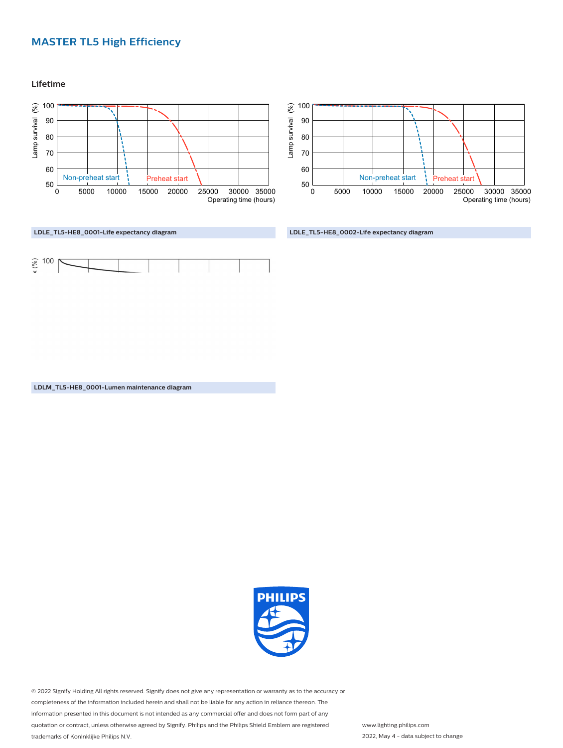## MASTER TL5 High Efficiency

### Lifetime

Lamp survival (%)
100
90
80
70
60
50
0 5000 10000 15000 20000 25000 30000 35000
Operating time (hours)
Non-preheat start
Preheat start

**LDLE_TL5-HE8_0001-Life expectancy diagram**

Lamp survival (%)
100
90
80
70
60
50
0 5000 10000 15000 20000 25000 30000 35000
Operating time (hours)
Non-preheat start
Preheat start

**LDLE_TL5-HE8_0002-Life expectancy diagram**

(%)
100

**LDLM_TL5-HE8_0001-Lumen maintenance diagram**

© 2022 Signify Holding All rights reserved. Signify does not give any representation or warranty as to the accuracy or completeness of the information included herein and shall not be liable for any action in reliance thereon. The information presented in this document is not intended as any commercial offer and does not form part of any quotation or contract, unless otherwise agreed by Signify. Philips and the Philips Shield Emblem are registered trademarks of Koninklijke Philips N.V.

www.lighting.philips.com

2022, May 4 - data subject to change